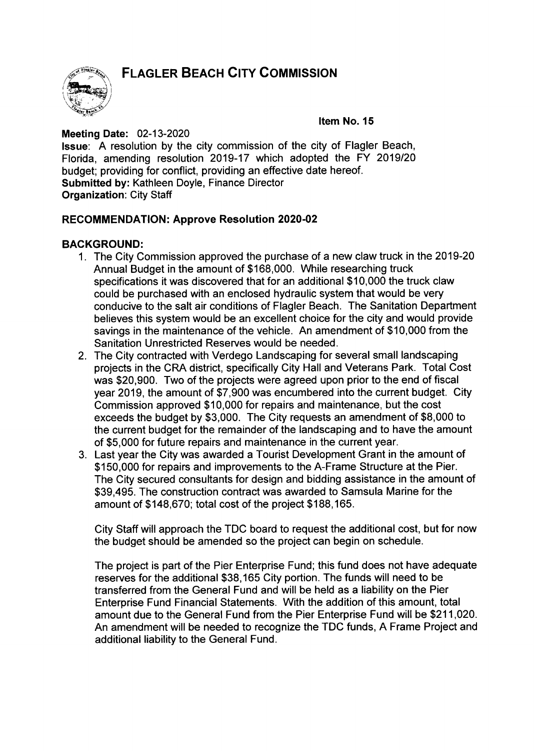# FLAGLER BEACH CITY COMMISSION

**Item No. 15**

**Meeting Date:** 02-13-2020
**Issue**: A resolution by the city commission of the city of Flagler Beach, Florida, amending resolution 2019-17 which adopted the FY 2019/20 budget; providing for conflict, providing an effective date hereof.
**Submitted by:** Kathleen Doyle, Finance Director
**Organization**: City Staff

**RECOMMENDATION: Approve Resolution 2020-02**

**BACKGROUND:**

1. The City Commission approved the purchase of a new claw truck in the 2019-20 Annual Budget in the amount of $168,000. While researching truck specifications it was discovered that for an additional $10,000 the truck claw could be purchased with an enclosed hydraulic system that would be very conducive to the salt air conditions of Flagler Beach. The Sanitation Department believes this system would be an excellent choice for the city and would provide savings in the maintenance of the vehicle. An amendment of $10,000 from the Sanitation Unrestricted Reserves would be needed.
2. The City contracted with Verdego Landscaping for several small landscaping projects in the CRA district, specifically City Hall and Veterans Park. Total Cost was $20,900. Two of the projects were agreed upon prior to the end of fiscal year 2019, the amount of $7,900 was encumbered into the current budget. City Commission approved $10,000 for repairs and maintenance, but the cost exceeds the budget by $3,000. The City requests an amendment of $8,000 to the current budget for the remainder of the landscaping and to have the amount of $5,000 for future repairs and maintenance in the current year.
3. Last year the City was awarded a Tourist Development Grant in the amount of $150,000 for repairs and improvements to the A-Frame Structure at the Pier. The City secured consultants for design and bidding assistance in the amount of $39,495. The construction contract was awarded to Samsula Marine for the amount of $148,670; total cost of the project $188,165.

   City Staff will approach the TDC board to request the additional cost, but for now the budget should be amended so the project can begin on schedule.

   The project is part of the Pier Enterprise Fund; this fund does not have adequate reserves for the additional $38,165 City portion. The funds will need to be transferred from the General Fund and will be held as a liability on the Pier Enterprise Fund Financial Statements. With the addition of this amount, total amount due to the General Fund from the Pier Enterprise Fund will be $211,020. An amendment will be needed to recognize the TDC funds, A Frame Project and additional liability to the General Fund.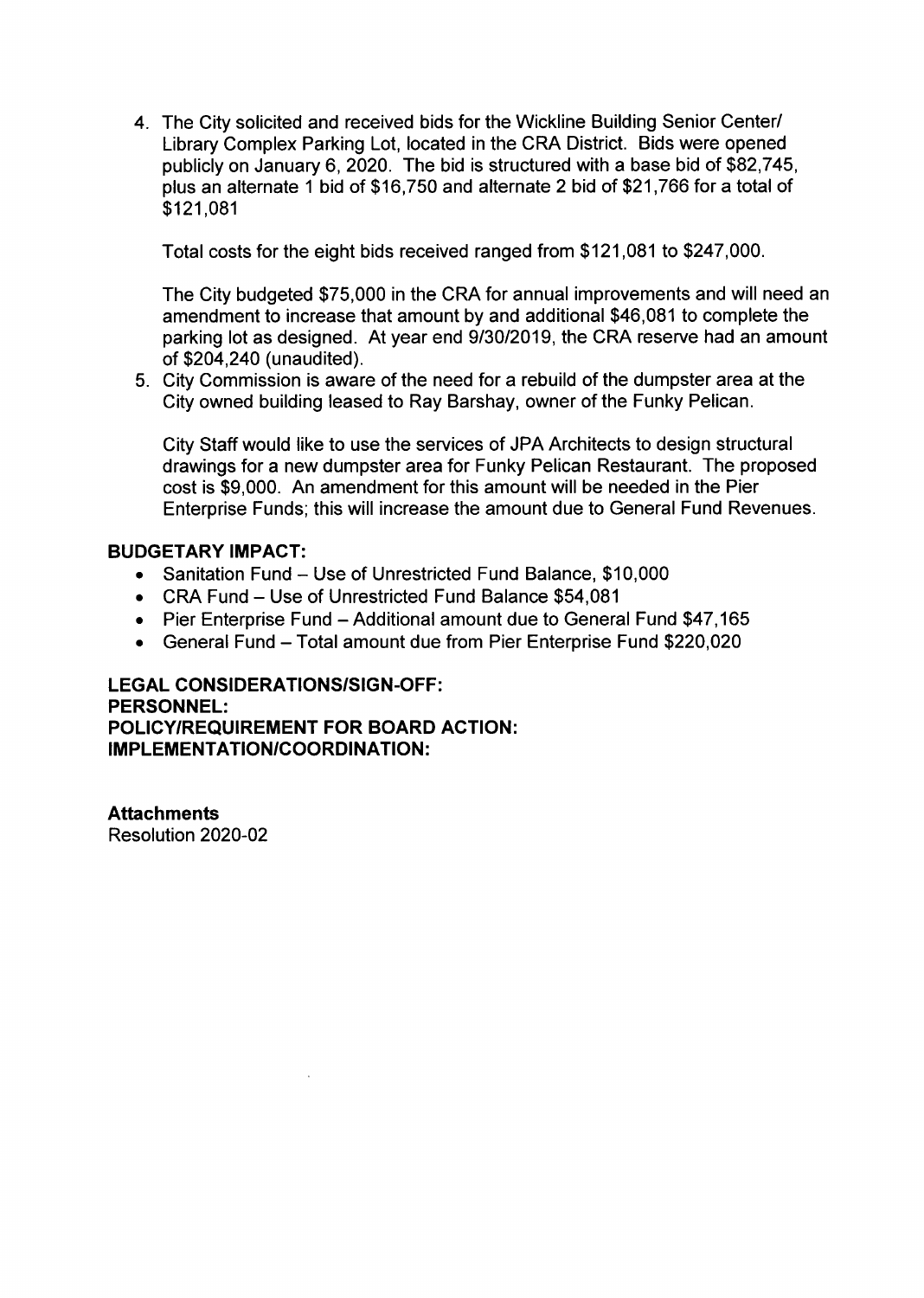4. The City solicited and received bids for the Wickline Building Senior Center/ Library Complex Parking Lot, located in the CRA District. Bids were opened publicly on January 6, 2020. The bid is structured with a base bid of $82,745, plus an alternate 1 bid of $16,750 and alternate 2 bid of $21,766 for a total of $121,081

   Total costs for the eight bids received ranged from $121,081 to $247,000.

   The City budgeted $75,000 in the CRA for annual improvements and will need an amendment to increase that amount by and additional $46,081 to complete the parking lot as designed. At year end 9/30/2019, the CRA reserve had an amount of $204,240 (unaudited).

5. City Commission is aware of the need for a rebuild of the dumpster area at the City owned building leased to Ray Barshay, owner of the Funky Pelican.

   City Staff would like to use the services of JPA Architects to design structural drawings for a new dumpster area for Funky Pelican Restaurant. The proposed cost is $9,000. An amendment for this amount will be needed in the Pier Enterprise Funds; this will increase the amount due to General Fund Revenues.

**BUDGETARY IMPACT:**

- Sanitation Fund – Use of Unrestricted Fund Balance, $10,000
- CRA Fund – Use of Unrestricted Fund Balance $54,081
- Pier Enterprise Fund – Additional amount due to General Fund $47,165
- General Fund – Total amount due from Pier Enterprise Fund $220,020

**LEGAL CONSIDERATIONS/SIGN-OFF:**
**PERSONNEL:**
**POLICY/REQUIREMENT FOR BOARD ACTION:**
**IMPLEMENTATION/COORDINATION:**

**Attachments**
Resolution 2020-02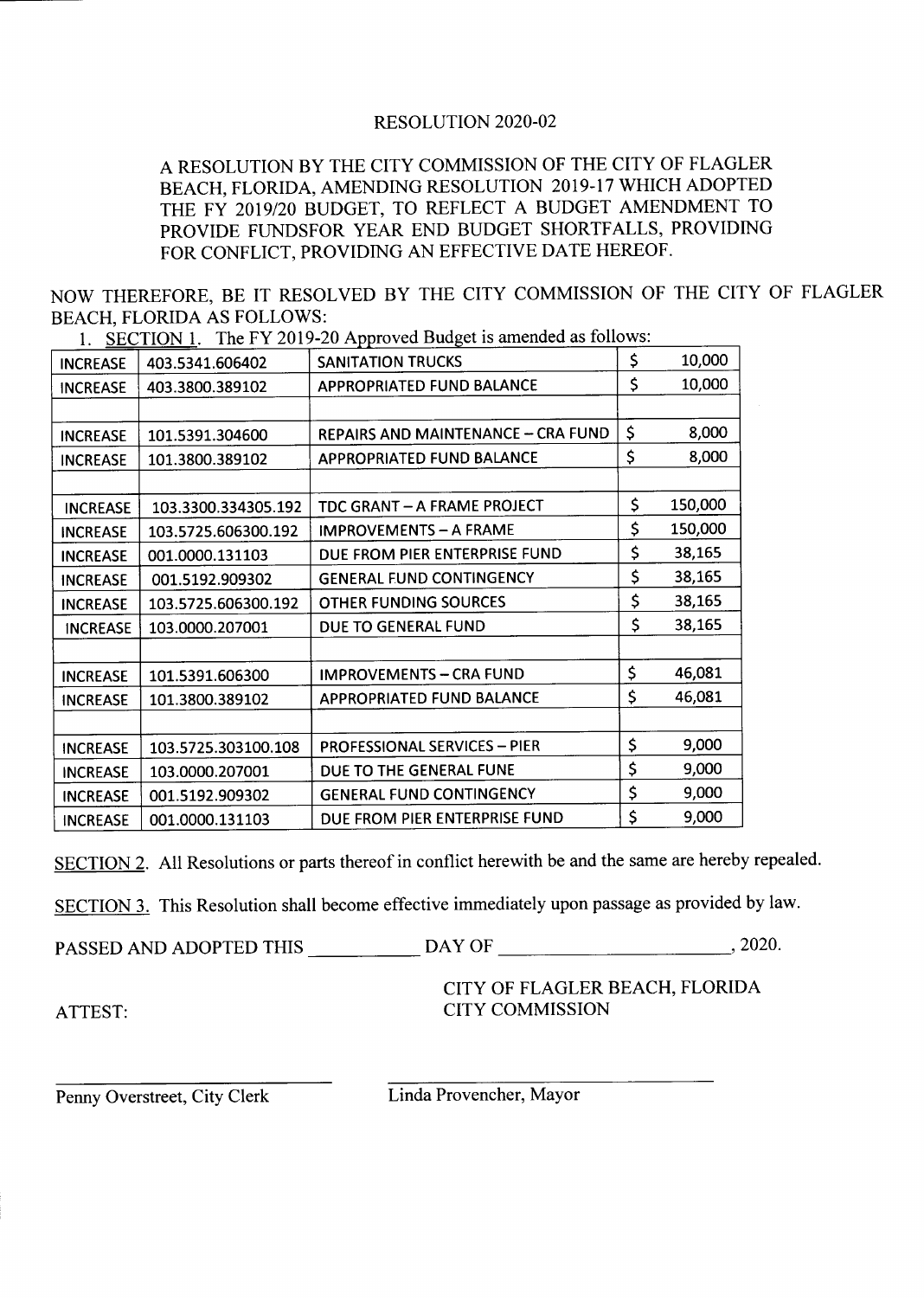RESOLUTION 2020-02

A RESOLUTION BY THE CITY COMMISSION OF THE CITY OF FLAGLER BEACH, FLORIDA, AMENDING RESOLUTION 2019-17 WHICH ADOPTED THE FY 2019/20 BUDGET, TO REFLECT A BUDGET AMENDMENT TO PROVIDE FUNDSFOR YEAR END BUDGET SHORTFALLS, PROVIDING FOR CONFLICT, PROVIDING AN EFFECTIVE DATE HEREOF.

NOW THEREFORE, BE IT RESOLVED BY THE CITY COMMISSION OF THE CITY OF FLAGLER BEACH, FLORIDA AS FOLLOWS:

1. SECTION 1. The FY 2019-20 Approved Budget is amended as follows:

| | | | |
|---|---|---|---|
| INCREASE | 403.5341.606402 | SANITATION TRUCKS | $ 10,000 |
| INCREASE | 403.3800.389102 | APPROPRIATED FUND BALANCE | $ 10,000 |
| | | | |
| INCREASE | 101.5391.304600 | REPAIRS AND MAINTENANCE – CRA FUND | $ 8,000 |
| INCREASE | 101.3800.389102 | APPROPRIATED FUND BALANCE | $ 8,000 |
| | | | |
| INCREASE | 103.3300.334305.192 | TDC GRANT – A FRAME PROJECT | $ 150,000 |
| INCREASE | 103.5725.606300.192 | IMPROVEMENTS – A FRAME | $ 150,000 |
| INCREASE | 001.0000.131103 | DUE FROM PIER ENTERPRISE FUND | $ 38,165 |
| INCREASE | 001.5192.909302 | GENERAL FUND CONTINGENCY | $ 38,165 |
| INCREASE | 103.5725.606300.192 | OTHER FUNDING SOURCES | $ 38,165 |
| INCREASE | 103.0000.207001 | DUE TO GENERAL FUND | $ 38,165 |
| | | | |
| INCREASE | 101.5391.606300 | IMPROVEMENTS – CRA FUND | $ 46,081 |
| INCREASE | 101.3800.389102 | APPROPRIATED FUND BALANCE | $ 46,081 |
| | | | |
| INCREASE | 103.5725.303100.108 | PROFESSIONAL SERVICES – PIER | $ 9,000 |
| INCREASE | 103.0000.207001 | DUE TO THE GENERAL FUNE | $ 9,000 |
| INCREASE | 001.5192.909302 | GENERAL FUND CONTINGENCY | $ 9,000 |
| INCREASE | 001.0000.131103 | DUE FROM PIER ENTERPRISE FUND | $ 9,000 |

SECTION 2. All Resolutions or parts thereof in conflict herewith be and the same are hereby repealed.

SECTION 3. This Resolution shall become effective immediately upon passage as provided by law.

PASSED AND ADOPTED THIS \_\_\_\_\_\_\_\_\_\_ DAY OF \_\_\_\_\_\_\_\_\_\_\_\_\_\_\_\_\_\_\_\_, 2020.

ATTEST:

CITY OF FLAGLER BEACH, FLORIDA
CITY COMMISSION

Penny Overstreet, City Clerk

Linda Provencher, Mayor